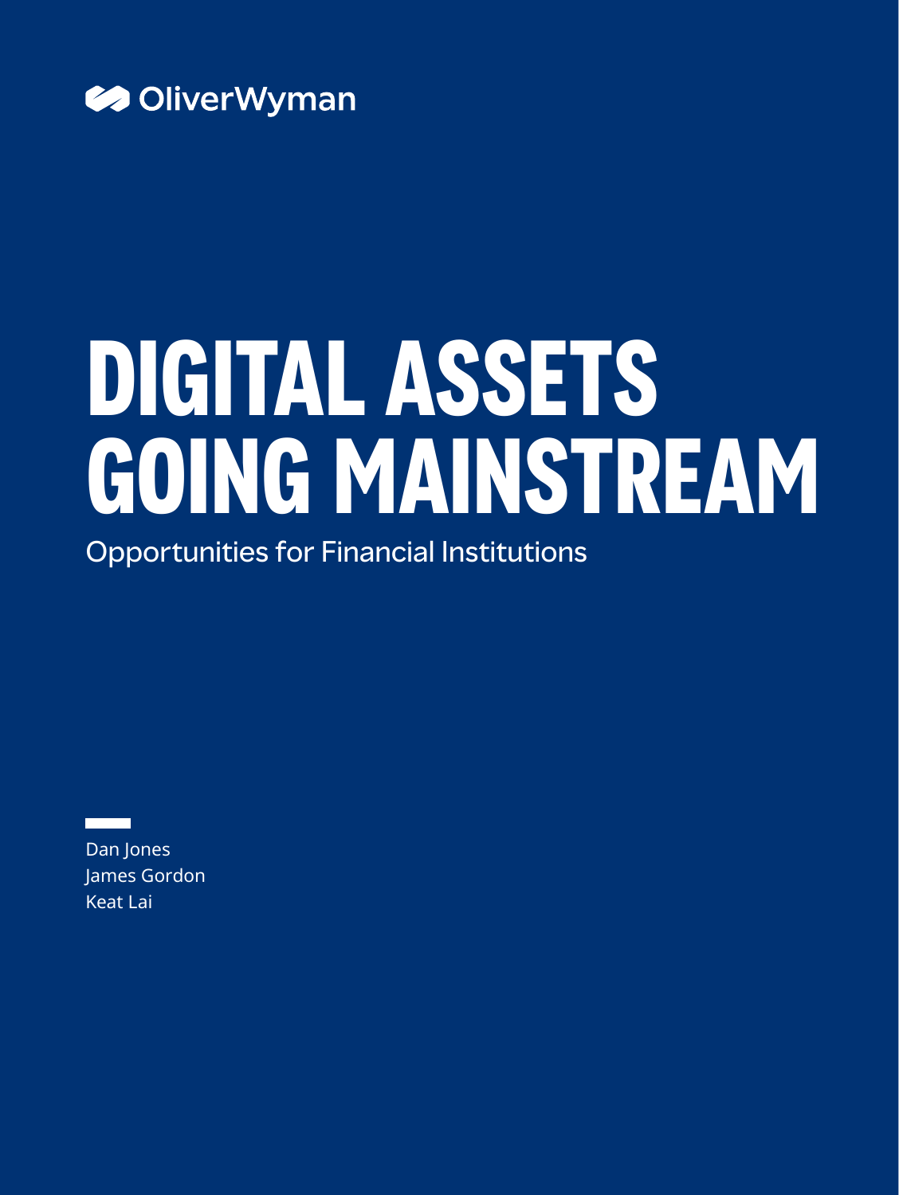OliverWyman

# DIGITAL ASSETS GOING MAINSTREAM

Opportunities for Financial Institutions

Dan Jones
James Gordon
Keat Lai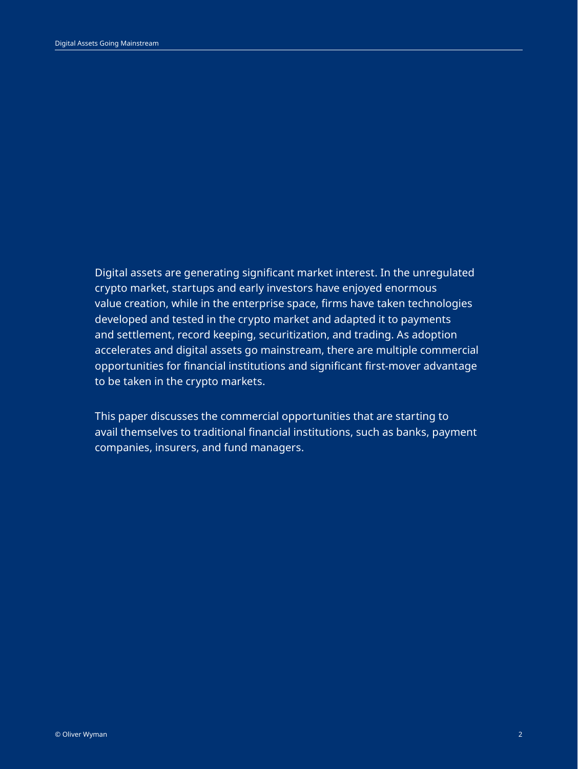Digital assets are generating significant market interest. In the unregulated crypto market, startups and early investors have enjoyed enormous value creation, while in the enterprise space, firms have taken technologies developed and tested in the crypto market and adapted it to payments and settlement, record keeping, securitization, and trading. As adoption accelerates and digital assets go mainstream, there are multiple commercial opportunities for financial institutions and significant first-mover advantage to be taken in the crypto markets.

This paper discusses the commercial opportunities that are starting to avail themselves to traditional financial institutions, such as banks, payment companies, insurers, and fund managers.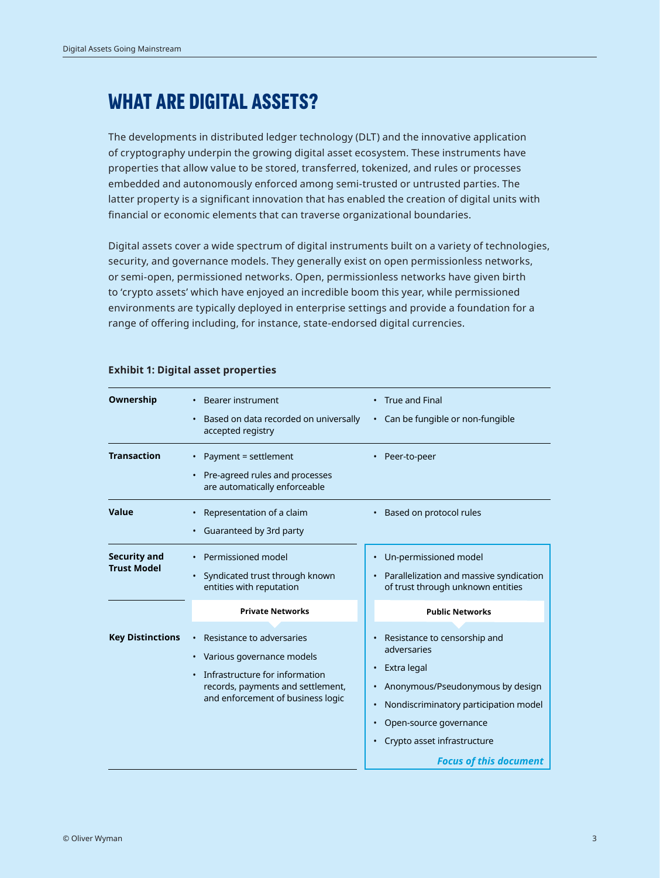# WHAT ARE DIGITAL ASSETS?

The developments in distributed ledger technology (DLT) and the innovative application of cryptography underpin the growing digital asset ecosystem. These instruments have properties that allow value to be stored, transferred, tokenized, and rules or processes embedded and autonomously enforced among semi-trusted or untrusted parties. The latter property is a significant innovation that has enabled the creation of digital units with financial or economic elements that can traverse organizational boundaries.

Digital assets cover a wide spectrum of digital instruments built on a variety of technologies, security, and governance models. They generally exist on open permissionless networks, or semi-open, permissioned networks. Open, permissionless networks have given birth to 'crypto assets' which have enjoyed an incredible boom this year, while permissioned environments are typically deployed in enterprise settings and provide a foundation for a range of offering including, for instance, state-endorsed digital currencies.

**Exhibit 1: Digital asset properties**

| | | |
|---|---|---|
| **Ownership** | • Bearer instrument<br>• Based on data recorded on universally accepted registry | • True and Final<br>• Can be fungible or non-fungible |
| **Transaction** | • Payment = settlement<br>• Pre-agreed rules and processes are automatically enforceable | • Peer-to-peer |
| **Value** | • Representation of a claim<br>• Guaranteed by 3rd party | • Based on protocol rules |
| **Security and Trust Model** | • Permissioned model<br>• Syndicated trust through known entities with reputation | • Un-permissioned model<br>• Parallelization and massive syndication of trust through unknown entities |
| | **Private Networks** | **Public Networks** |
| **Key Distinctions** | • Resistance to adversaries<br>• Various governance models<br>• Infrastructure for information records, payments and settlement, and enforcement of business logic | • Resistance to censorship and adversaries<br>• Extra legal<br>• Anonymous/Pseudonymous by design<br>• Nondiscriminatory participation model<br>• Open-source governance<br>• Crypto asset infrastructure<br>*Focus of this document* |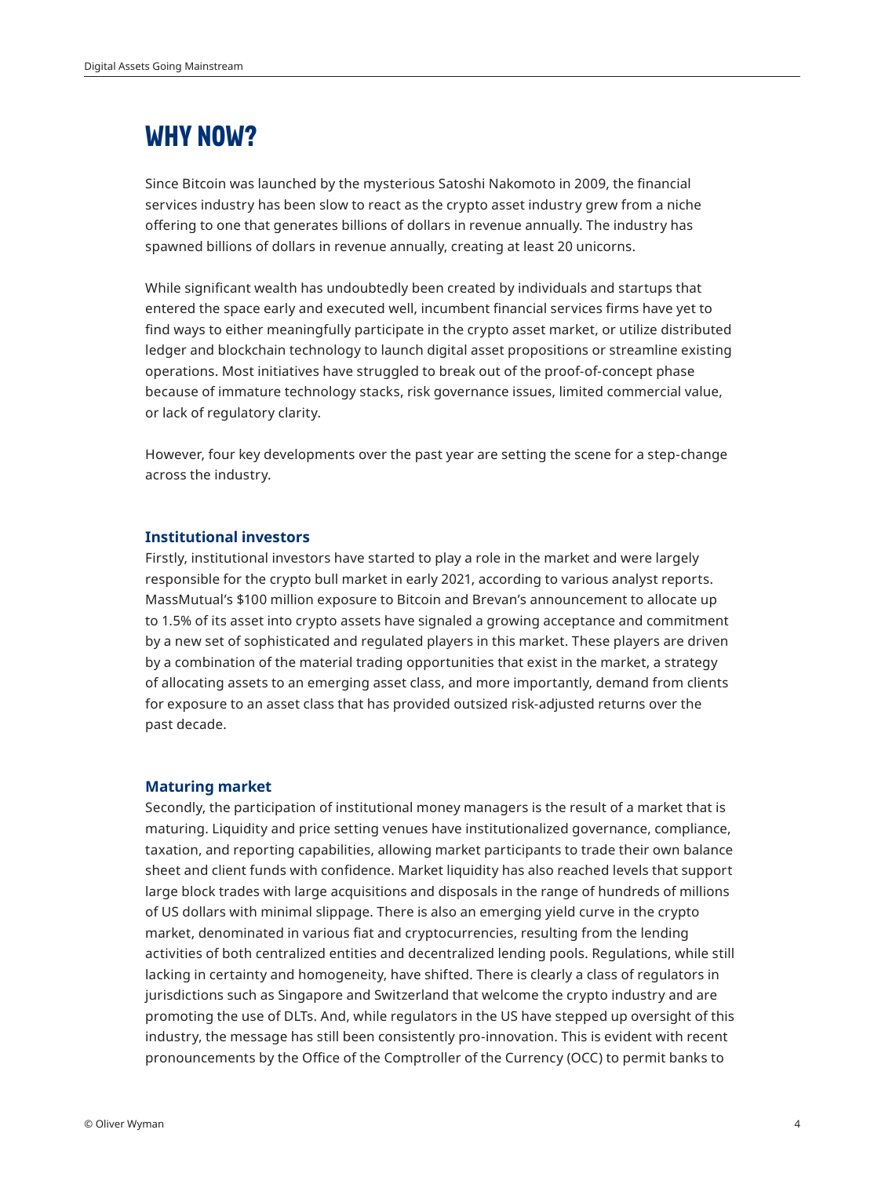# WHY NOW?

Since Bitcoin was launched by the mysterious Satoshi Nakomoto in 2009, the financial services industry has been slow to react as the crypto asset industry grew from a niche offering to one that generates billions of dollars in revenue annually. The industry has spawned billions of dollars in revenue annually, creating at least 20 unicorns.

While significant wealth has undoubtedly been created by individuals and startups that entered the space early and executed well, incumbent financial services firms have yet to find ways to either meaningfully participate in the crypto asset market, or utilize distributed ledger and blockchain technology to launch digital asset propositions or streamline existing operations. Most initiatives have struggled to break out of the proof-of-concept phase because of immature technology stacks, risk governance issues, limited commercial value, or lack of regulatory clarity.

However, four key developments over the past year are setting the scene for a step-change across the industry.

### Institutional investors

Firstly, institutional investors have started to play a role in the market and were largely responsible for the crypto bull market in early 2021, according to various analyst reports. MassMutual's $100 million exposure to Bitcoin and Brevan's announcement to allocate up to 1.5% of its asset into crypto assets have signaled a growing acceptance and commitment by a new set of sophisticated and regulated players in this market. These players are driven by a combination of the material trading opportunities that exist in the market, a strategy of allocating assets to an emerging asset class, and more importantly, demand from clients for exposure to an asset class that has provided outsized risk-adjusted returns over the past decade.

### Maturing market

Secondly, the participation of institutional money managers is the result of a market that is maturing. Liquidity and price setting venues have institutionalized governance, compliance, taxation, and reporting capabilities, allowing market participants to trade their own balance sheet and client funds with confidence. Market liquidity has also reached levels that support large block trades with large acquisitions and disposals in the range of hundreds of millions of US dollars with minimal slippage. There is also an emerging yield curve in the crypto market, denominated in various fiat and cryptocurrencies, resulting from the lending activities of both centralized entities and decentralized lending pools. Regulations, while still lacking in certainty and homogeneity, have shifted. There is clearly a class of regulators in jurisdictions such as Singapore and Switzerland that welcome the crypto industry and are promoting the use of DLTs. And, while regulators in the US have stepped up oversight of this industry, the message has still been consistently pro-innovation. This is evident with recent pronouncements by the Office of the Comptroller of the Currency (OCC) to permit banks to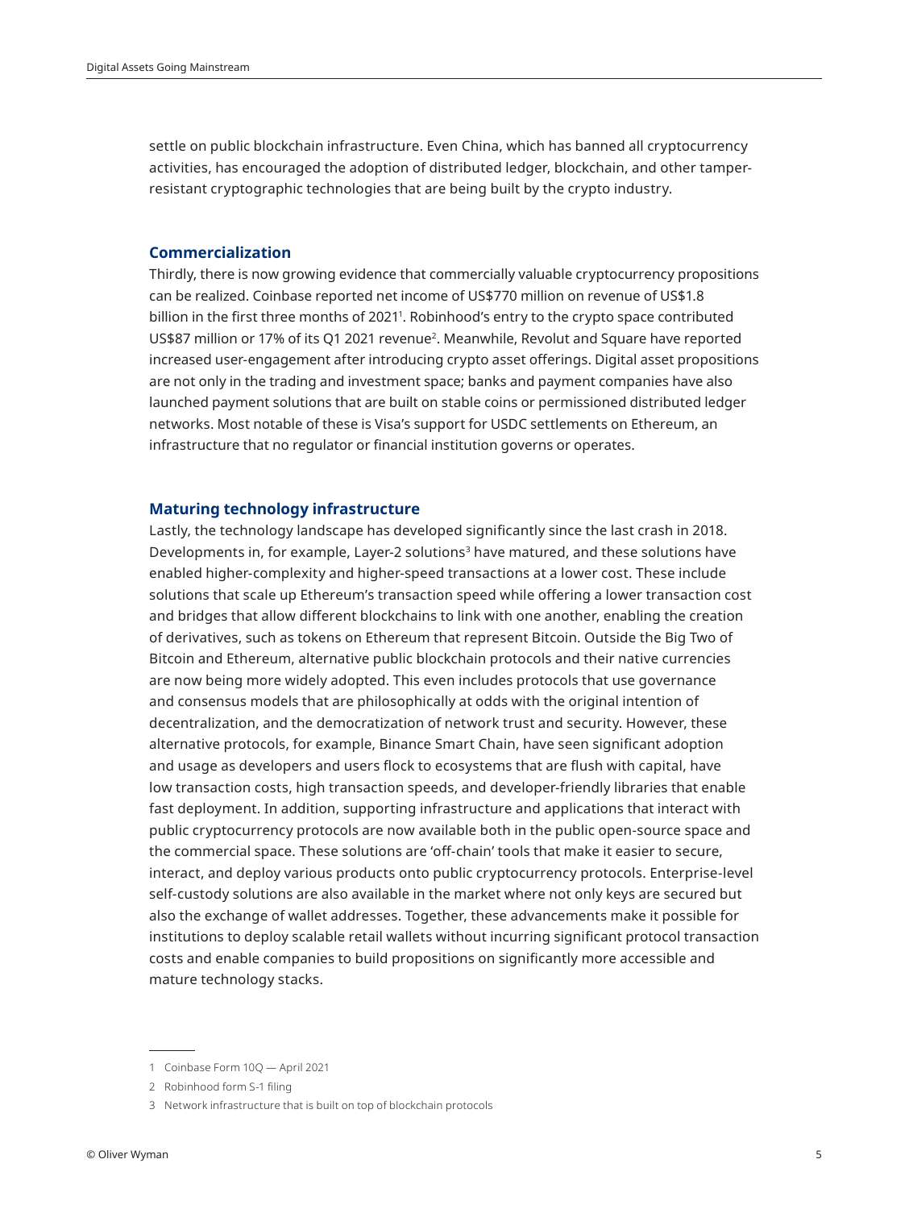settle on public blockchain infrastructure. Even China, which has banned all cryptocurrency activities, has encouraged the adoption of distributed ledger, blockchain, and other tamper-resistant cryptographic technologies that are being built by the crypto industry.

### Commercialization

Thirdly, there is now growing evidence that commercially valuable cryptocurrency propositions can be realized. Coinbase reported net income of US$770 million on revenue of US$1.8 billion in the first three months of 2021[1]. Robinhood's entry to the crypto space contributed US$87 million or 17% of its Q1 2021 revenue[2]. Meanwhile, Revolut and Square have reported increased user-engagement after introducing crypto asset offerings. Digital asset propositions are not only in the trading and investment space; banks and payment companies have also launched payment solutions that are built on stable coins or permissioned distributed ledger networks. Most notable of these is Visa's support for USDC settlements on Ethereum, an infrastructure that no regulator or financial institution governs or operates.

### Maturing technology infrastructure

Lastly, the technology landscape has developed significantly since the last crash in 2018. Developments in, for example, Layer-2 solutions[3] have matured, and these solutions have enabled higher-complexity and higher-speed transactions at a lower cost. These include solutions that scale up Ethereum's transaction speed while offering a lower transaction cost and bridges that allow different blockchains to link with one another, enabling the creation of derivatives, such as tokens on Ethereum that represent Bitcoin. Outside the Big Two of Bitcoin and Ethereum, alternative public blockchain protocols and their native currencies are now being more widely adopted. This even includes protocols that use governance and consensus models that are philosophically at odds with the original intention of decentralization, and the democratization of network trust and security. However, these alternative protocols, for example, Binance Smart Chain, have seen significant adoption and usage as developers and users flock to ecosystems that are flush with capital, have low transaction costs, high transaction speeds, and developer-friendly libraries that enable fast deployment. In addition, supporting infrastructure and applications that interact with public cryptocurrency protocols are now available both in the public open-source space and the commercial space. These solutions are 'off-chain' tools that make it easier to secure, interact, and deploy various products onto public cryptocurrency protocols. Enterprise-level self-custody solutions are also available in the market where not only keys are secured but also the exchange of wallet addresses. Together, these advancements make it possible for institutions to deploy scalable retail wallets without incurring significant protocol transaction costs and enable companies to build propositions on significantly more accessible and mature technology stacks.

---

1 Coinbase Form 10Q — April 2021

2 Robinhood form S-1 filing

3 Network infrastructure that is built on top of blockchain protocols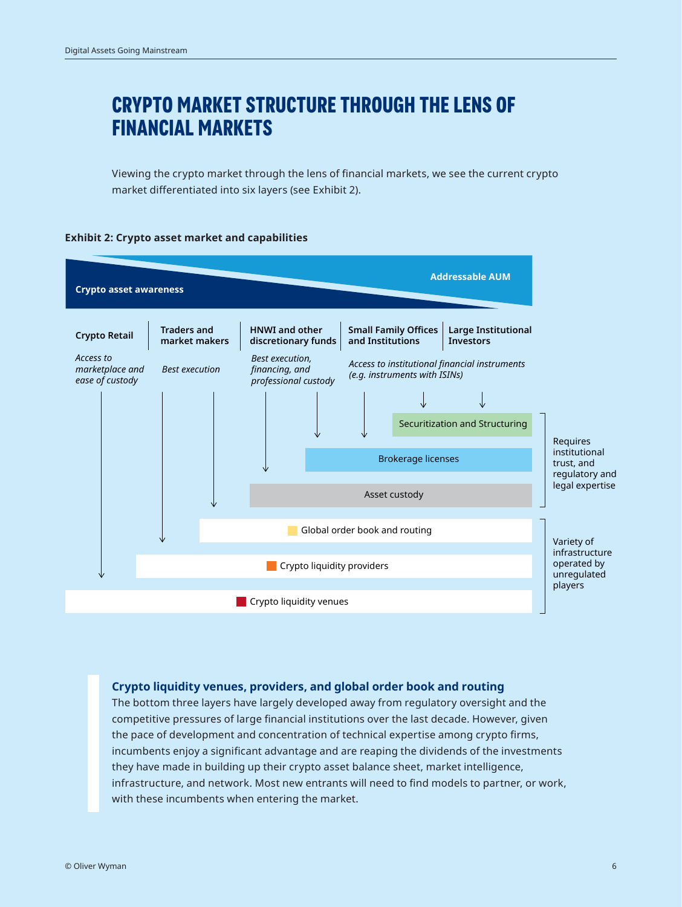# CRYPTO MARKET STRUCTURE THROUGH THE LENS OF FINANCIAL MARKETS

Viewing the crypto market through the lens of financial markets, we see the current crypto market differentiated into six layers (see Exhibit 2).

**Exhibit 2: Crypto asset market and capabilities**

Crypto asset awareness

Addressable AUM

**Crypto Retail**
*Access to marketplace and ease of custody*

**Traders and market makers**
*Best execution*

**HNWI and other discretionary funds**
*Best execution, financing, and professional custody*

**Small Family Offices and Institutions**

**Large Institutional Investors**

*Access to institutional financial instruments (e.g. instruments with ISINs)*

Securitization and Structuring

Brokerage licenses

Asset custody

Requires institutional trust, and regulatory and legal expertise

Global order book and routing

Crypto liquidity providers

Crypto liquidity venues

Variety of infrastructure operated by unregulated players

### Crypto liquidity venues, providers, and global order book and routing

The bottom three layers have largely developed away from regulatory oversight and the competitive pressures of large financial institutions over the last decade. However, given the pace of development and concentration of technical expertise among crypto firms, incumbents enjoy a significant advantage and are reaping the dividends of the investments they have made in building up their crypto asset balance sheet, market intelligence, infrastructure, and network. Most new entrants will need to find models to partner, or work, with these incumbents when entering the market.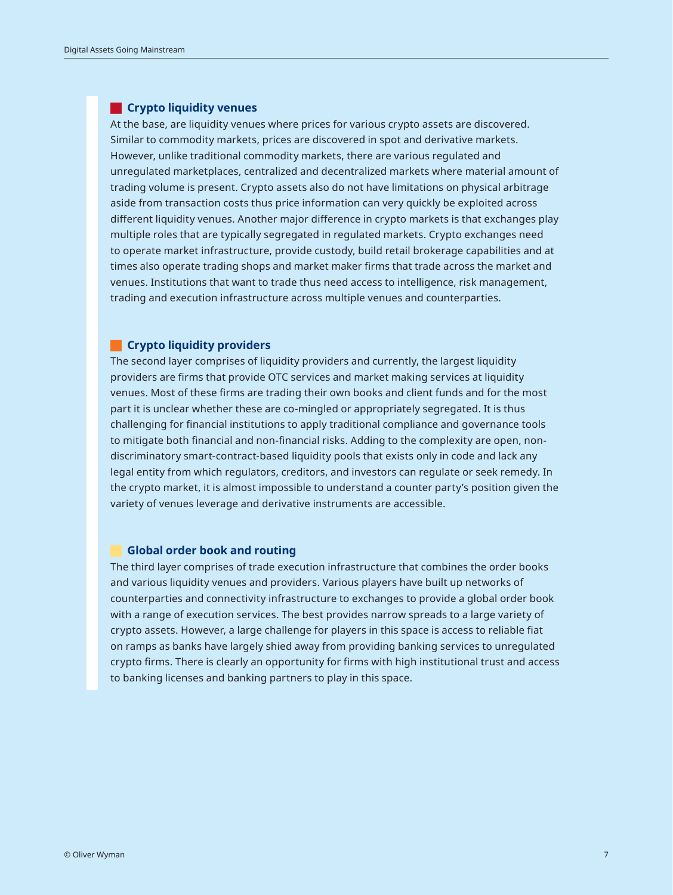### Crypto liquidity venues

At the base, are liquidity venues where prices for various crypto assets are discovered. Similar to commodity markets, prices are discovered in spot and derivative markets. However, unlike traditional commodity markets, there are various regulated and unregulated marketplaces, centralized and decentralized markets where material amount of trading volume is present. Crypto assets also do not have limitations on physical arbitrage aside from transaction costs thus price information can very quickly be exploited across different liquidity venues. Another major difference in crypto markets is that exchanges play multiple roles that are typically segregated in regulated markets. Crypto exchanges need to operate market infrastructure, provide custody, build retail brokerage capabilities and at times also operate trading shops and market maker firms that trade across the market and venues. Institutions that want to trade thus need access to intelligence, risk management, trading and execution infrastructure across multiple venues and counterparties.

### Crypto liquidity providers

The second layer comprises of liquidity providers and currently, the largest liquidity providers are firms that provide OTC services and market making services at liquidity venues. Most of these firms are trading their own books and client funds and for the most part it is unclear whether these are co-mingled or appropriately segregated. It is thus challenging for financial institutions to apply traditional compliance and governance tools to mitigate both financial and non-financial risks. Adding to the complexity are open, non-discriminatory smart-contract-based liquidity pools that exists only in code and lack any legal entity from which regulators, creditors, and investors can regulate or seek remedy. In the crypto market, it is almost impossible to understand a counter party's position given the variety of venues leverage and derivative instruments are accessible.

### Global order book and routing

The third layer comprises of trade execution infrastructure that combines the order books and various liquidity venues and providers. Various players have built up networks of counterparties and connectivity infrastructure to exchanges to provide a global order book with a range of execution services. The best provides narrow spreads to a large variety of crypto assets. However, a large challenge for players in this space is access to reliable fiat on ramps as banks have largely shied away from providing banking services to unregulated crypto firms. There is clearly an opportunity for firms with high institutional trust and access to banking licenses and banking partners to play in this space.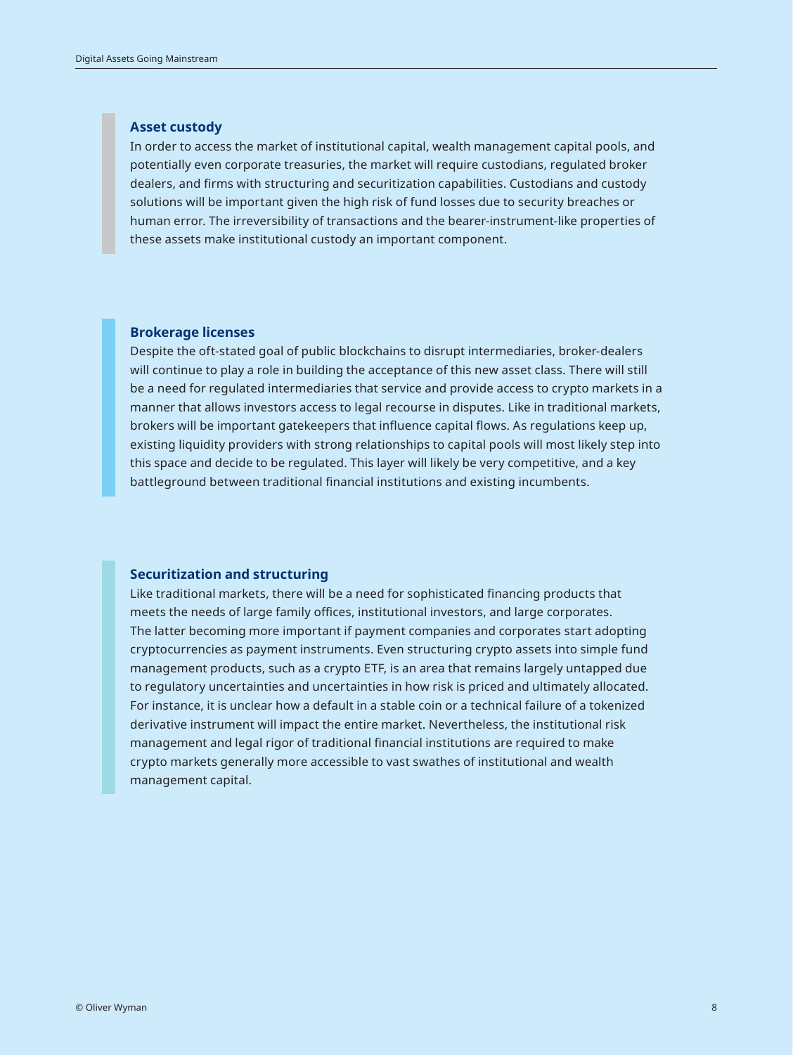### Asset custody

In order to access the market of institutional capital, wealth management capital pools, and potentially even corporate treasuries, the market will require custodians, regulated broker dealers, and firms with structuring and securitization capabilities. Custodians and custody solutions will be important given the high risk of fund losses due to security breaches or human error. The irreversibility of transactions and the bearer-instrument-like properties of these assets make institutional custody an important component.

### Brokerage licenses

Despite the oft-stated goal of public blockchains to disrupt intermediaries, broker-dealers will continue to play a role in building the acceptance of this new asset class. There will still be a need for regulated intermediaries that service and provide access to crypto markets in a manner that allows investors access to legal recourse in disputes. Like in traditional markets, brokers will be important gatekeepers that influence capital flows. As regulations keep up, existing liquidity providers with strong relationships to capital pools will most likely step into this space and decide to be regulated. This layer will likely be very competitive, and a key battleground between traditional financial institutions and existing incumbents.

### Securitization and structuring

Like traditional markets, there will be a need for sophisticated financing products that meets the needs of large family offices, institutional investors, and large corporates. The latter becoming more important if payment companies and corporates start adopting cryptocurrencies as payment instruments. Even structuring crypto assets into simple fund management products, such as a crypto ETF, is an area that remains largely untapped due to regulatory uncertainties and uncertainties in how risk is priced and ultimately allocated. For instance, it is unclear how a default in a stable coin or a technical failure of a tokenized derivative instrument will impact the entire market. Nevertheless, the institutional risk management and legal rigor of traditional financial institutions are required to make crypto markets generally more accessible to vast swathes of institutional and wealth management capital.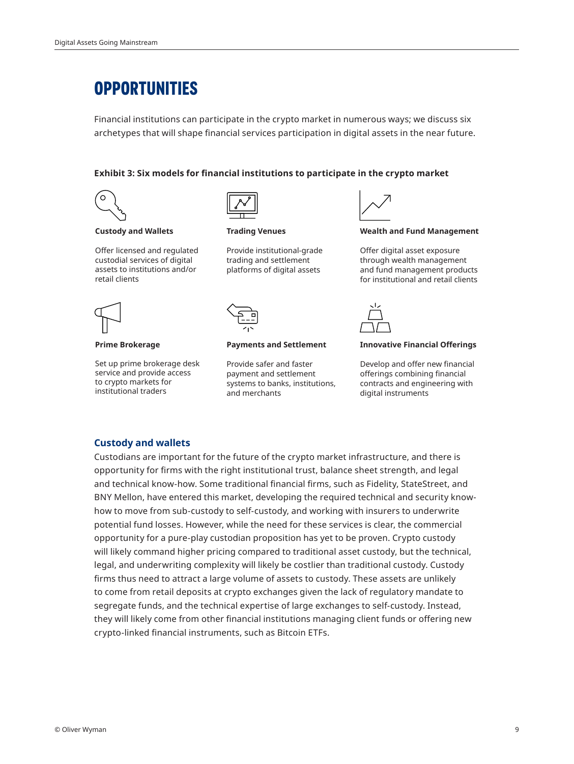# OPPORTUNITIES

Financial institutions can participate in the crypto market in numerous ways; we discuss six archetypes that will shape financial services participation in digital assets in the near future.

**Exhibit 3: Six models for financial institutions to participate in the crypto market**

**Custody and Wallets**

Offer licensed and regulated custodial services of digital assets to institutions and/or retail clients

**Trading Venues**

Provide institutional-grade trading and settlement platforms of digital assets

**Wealth and Fund Management**

Offer digital asset exposure through wealth management and fund management products for institutional and retail clients

**Prime Brokerage**

Set up prime brokerage desk service and provide access to crypto markets for institutional traders

**Payments and Settlement**

Provide safer and faster payment and settlement systems to banks, institutions, and merchants

**Innovative Financial Offerings**

Develop and offer new financial offerings combining financial contracts and engineering with digital instruments

### Custody and wallets

Custodians are important for the future of the crypto market infrastructure, and there is opportunity for firms with the right institutional trust, balance sheet strength, and legal and technical know-how. Some traditional financial firms, such as Fidelity, StateStreet, and BNY Mellon, have entered this market, developing the required technical and security know-how to move from sub-custody to self-custody, and working with insurers to underwrite potential fund losses. However, while the need for these services is clear, the commercial opportunity for a pure-play custodian proposition has yet to be proven. Crypto custody will likely command higher pricing compared to traditional asset custody, but the technical, legal, and underwriting complexity will likely be costlier than traditional custody. Custody firms thus need to attract a large volume of assets to custody. These assets are unlikely to come from retail deposits at crypto exchanges given the lack of regulatory mandate to segregate funds, and the technical expertise of large exchanges to self-custody. Instead, they will likely come from other financial institutions managing client funds or offering new crypto-linked financial instruments, such as Bitcoin ETFs.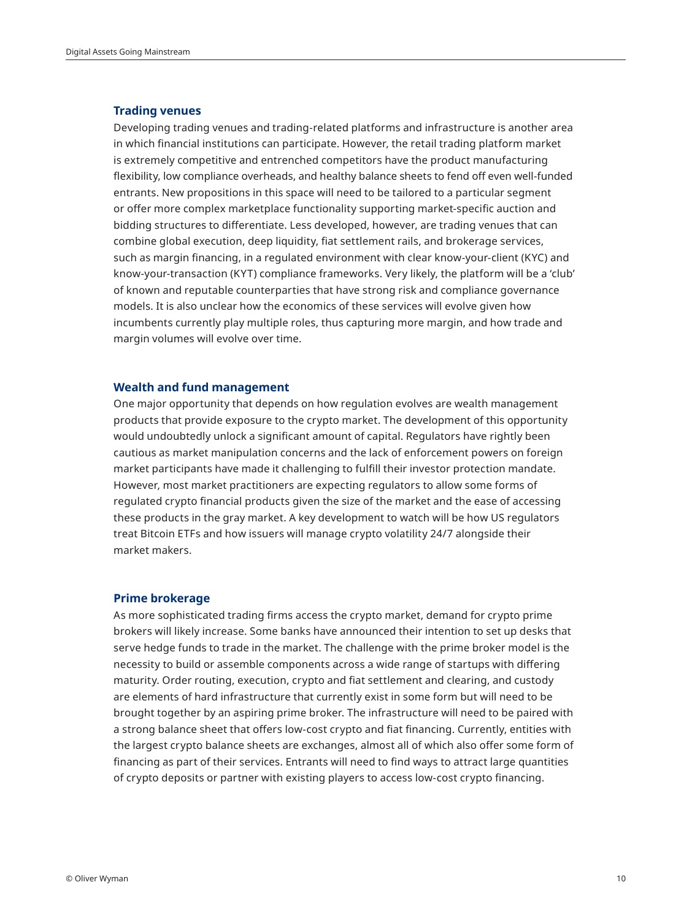### Trading venues

Developing trading venues and trading-related platforms and infrastructure is another area in which financial institutions can participate. However, the retail trading platform market is extremely competitive and entrenched competitors have the product manufacturing flexibility, low compliance overheads, and healthy balance sheets to fend off even well-funded entrants. New propositions in this space will need to be tailored to a particular segment or offer more complex marketplace functionality supporting market-specific auction and bidding structures to differentiate. Less developed, however, are trading venues that can combine global execution, deep liquidity, fiat settlement rails, and brokerage services, such as margin financing, in a regulated environment with clear know-your-client (KYC) and know-your-transaction (KYT) compliance frameworks. Very likely, the platform will be a 'club' of known and reputable counterparties that have strong risk and compliance governance models. It is also unclear how the economics of these services will evolve given how incumbents currently play multiple roles, thus capturing more margin, and how trade and margin volumes will evolve over time.

### Wealth and fund management

One major opportunity that depends on how regulation evolves are wealth management products that provide exposure to the crypto market. The development of this opportunity would undoubtedly unlock a significant amount of capital. Regulators have rightly been cautious as market manipulation concerns and the lack of enforcement powers on foreign market participants have made it challenging to fulfill their investor protection mandate. However, most market practitioners are expecting regulators to allow some forms of regulated crypto financial products given the size of the market and the ease of accessing these products in the gray market. A key development to watch will be how US regulators treat Bitcoin ETFs and how issuers will manage crypto volatility 24/7 alongside their market makers.

### Prime brokerage

As more sophisticated trading firms access the crypto market, demand for crypto prime brokers will likely increase. Some banks have announced their intention to set up desks that serve hedge funds to trade in the market. The challenge with the prime broker model is the necessity to build or assemble components across a wide range of startups with differing maturity. Order routing, execution, crypto and fiat settlement and clearing, and custody are elements of hard infrastructure that currently exist in some form but will need to be brought together by an aspiring prime broker. The infrastructure will need to be paired with a strong balance sheet that offers low-cost crypto and fiat financing. Currently, entities with the largest crypto balance sheets are exchanges, almost all of which also offer some form of financing as part of their services. Entrants will need to find ways to attract large quantities of crypto deposits or partner with existing players to access low-cost crypto financing.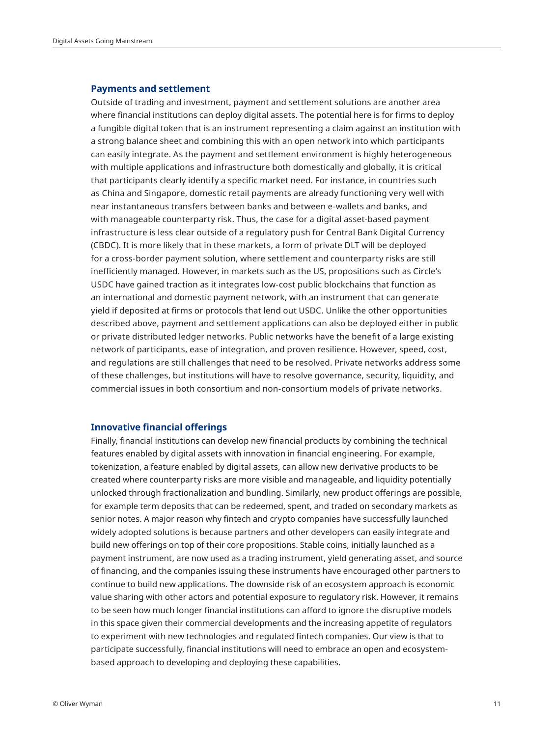### Payments and settlement

Outside of trading and investment, payment and settlement solutions are another area where financial institutions can deploy digital assets. The potential here is for firms to deploy a fungible digital token that is an instrument representing a claim against an institution with a strong balance sheet and combining this with an open network into which participants can easily integrate. As the payment and settlement environment is highly heterogeneous with multiple applications and infrastructure both domestically and globally, it is critical that participants clearly identify a specific market need. For instance, in countries such as China and Singapore, domestic retail payments are already functioning very well with near instantaneous transfers between banks and between e-wallets and banks, and with manageable counterparty risk. Thus, the case for a digital asset-based payment infrastructure is less clear outside of a regulatory push for Central Bank Digital Currency (CBDC). It is more likely that in these markets, a form of private DLT will be deployed for a cross-border payment solution, where settlement and counterparty risks are still inefficiently managed. However, in markets such as the US, propositions such as Circle's USDC have gained traction as it integrates low-cost public blockchains that function as an international and domestic payment network, with an instrument that can generate yield if deposited at firms or protocols that lend out USDC. Unlike the other opportunities described above, payment and settlement applications can also be deployed either in public or private distributed ledger networks. Public networks have the benefit of a large existing network of participants, ease of integration, and proven resilience. However, speed, cost, and regulations are still challenges that need to be resolved. Private networks address some of these challenges, but institutions will have to resolve governance, security, liquidity, and commercial issues in both consortium and non-consortium models of private networks.

### Innovative financial offerings

Finally, financial institutions can develop new financial products by combining the technical features enabled by digital assets with innovation in financial engineering. For example, tokenization, a feature enabled by digital assets, can allow new derivative products to be created where counterparty risks are more visible and manageable, and liquidity potentially unlocked through fractionalization and bundling. Similarly, new product offerings are possible, for example term deposits that can be redeemed, spent, and traded on secondary markets as senior notes. A major reason why fintech and crypto companies have successfully launched widely adopted solutions is because partners and other developers can easily integrate and build new offerings on top of their core propositions. Stable coins, initially launched as a payment instrument, are now used as a trading instrument, yield generating asset, and source of financing, and the companies issuing these instruments have encouraged other partners to continue to build new applications. The downside risk of an ecosystem approach is economic value sharing with other actors and potential exposure to regulatory risk. However, it remains to be seen how much longer financial institutions can afford to ignore the disruptive models in this space given their commercial developments and the increasing appetite of regulators to experiment with new technologies and regulated fintech companies. Our view is that to participate successfully, financial institutions will need to embrace an open and ecosystem-based approach to developing and deploying these capabilities.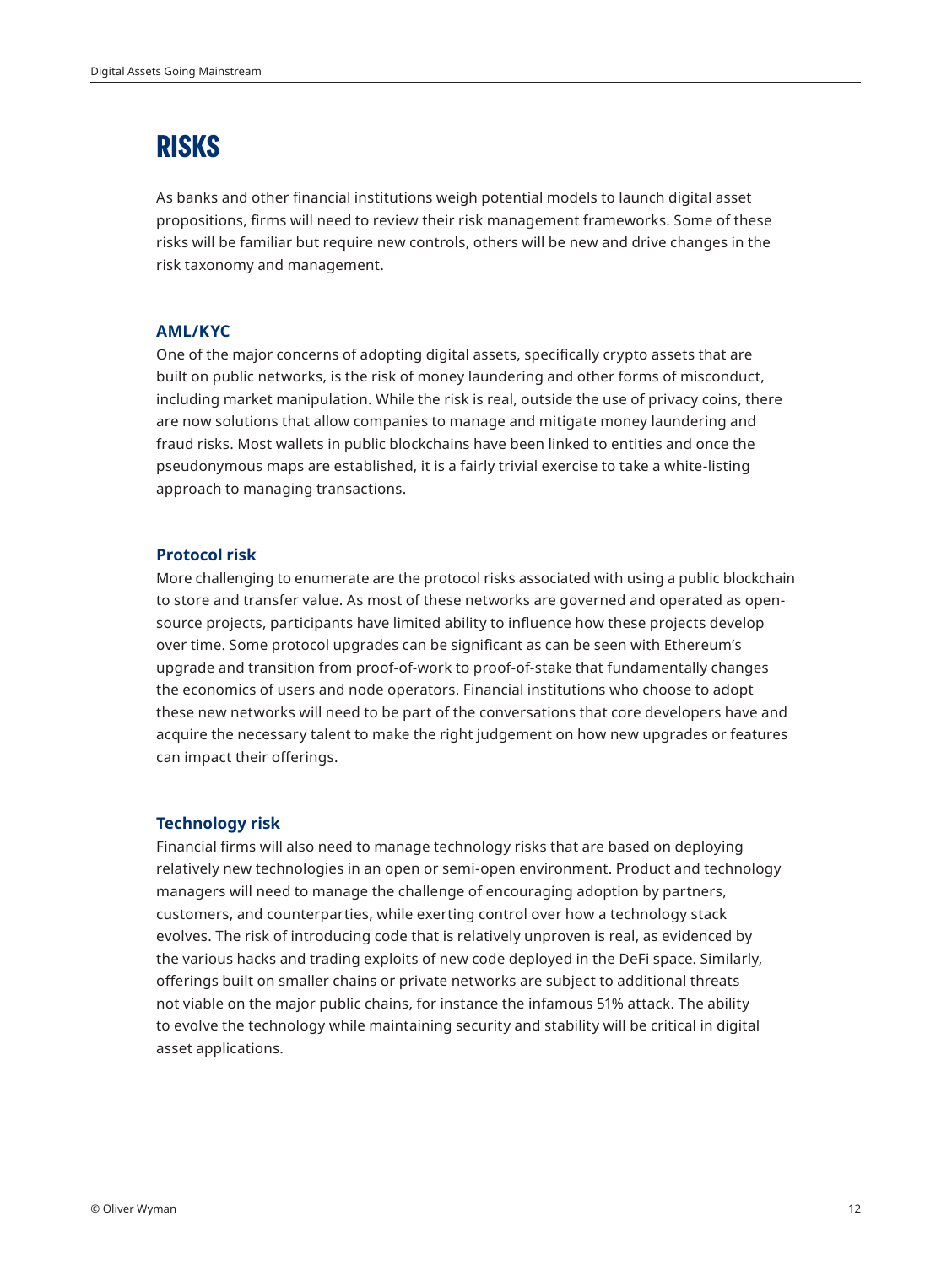# RISKS

As banks and other financial institutions weigh potential models to launch digital asset propositions, firms will need to review their risk management frameworks. Some of these risks will be familiar but require new controls, others will be new and drive changes in the risk taxonomy and management.

### AML/KYC

One of the major concerns of adopting digital assets, specifically crypto assets that are built on public networks, is the risk of money laundering and other forms of misconduct, including market manipulation. While the risk is real, outside the use of privacy coins, there are now solutions that allow companies to manage and mitigate money laundering and fraud risks. Most wallets in public blockchains have been linked to entities and once the pseudonymous maps are established, it is a fairly trivial exercise to take a white-listing approach to managing transactions.

### Protocol risk

More challenging to enumerate are the protocol risks associated with using a public blockchain to store and transfer value. As most of these networks are governed and operated as open-source projects, participants have limited ability to influence how these projects develop over time. Some protocol upgrades can be significant as can be seen with Ethereum's upgrade and transition from proof-of-work to proof-of-stake that fundamentally changes the economics of users and node operators. Financial institutions who choose to adopt these new networks will need to be part of the conversations that core developers have and acquire the necessary talent to make the right judgement on how new upgrades or features can impact their offerings.

### Technology risk

Financial firms will also need to manage technology risks that are based on deploying relatively new technologies in an open or semi-open environment. Product and technology managers will need to manage the challenge of encouraging adoption by partners, customers, and counterparties, while exerting control over how a technology stack evolves. The risk of introducing code that is relatively unproven is real, as evidenced by the various hacks and trading exploits of new code deployed in the DeFi space. Similarly, offerings built on smaller chains or private networks are subject to additional threats not viable on the major public chains, for instance the infamous 51% attack. The ability to evolve the technology while maintaining security and stability will be critical in digital asset applications.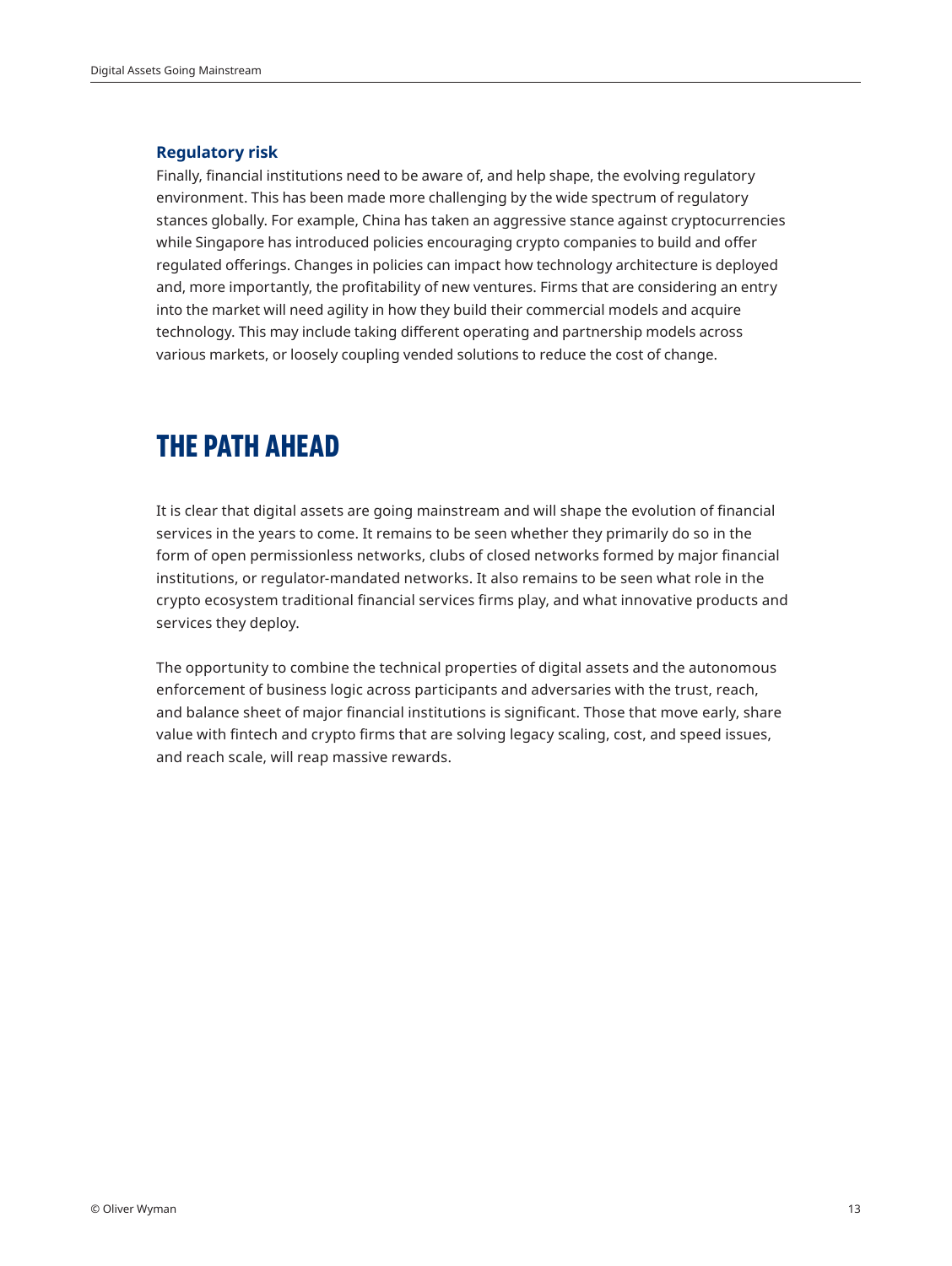### Regulatory risk

Finally, financial institutions need to be aware of, and help shape, the evolving regulatory environment. This has been made more challenging by the wide spectrum of regulatory stances globally. For example, China has taken an aggressive stance against cryptocurrencies while Singapore has introduced policies encouraging crypto companies to build and offer regulated offerings. Changes in policies can impact how technology architecture is deployed and, more importantly, the profitability of new ventures. Firms that are considering an entry into the market will need agility in how they build their commercial models and acquire technology. This may include taking different operating and partnership models across various markets, or loosely coupling vended solutions to reduce the cost of change.

## THE PATH AHEAD

It is clear that digital assets are going mainstream and will shape the evolution of financial services in the years to come. It remains to be seen whether they primarily do so in the form of open permissionless networks, clubs of closed networks formed by major financial institutions, or regulator-mandated networks. It also remains to be seen what role in the crypto ecosystem traditional financial services firms play, and what innovative products and services they deploy.

The opportunity to combine the technical properties of digital assets and the autonomous enforcement of business logic across participants and adversaries with the trust, reach, and balance sheet of major financial institutions is significant. Those that move early, share value with fintech and crypto firms that are solving legacy scaling, cost, and speed issues, and reach scale, will reap massive rewards.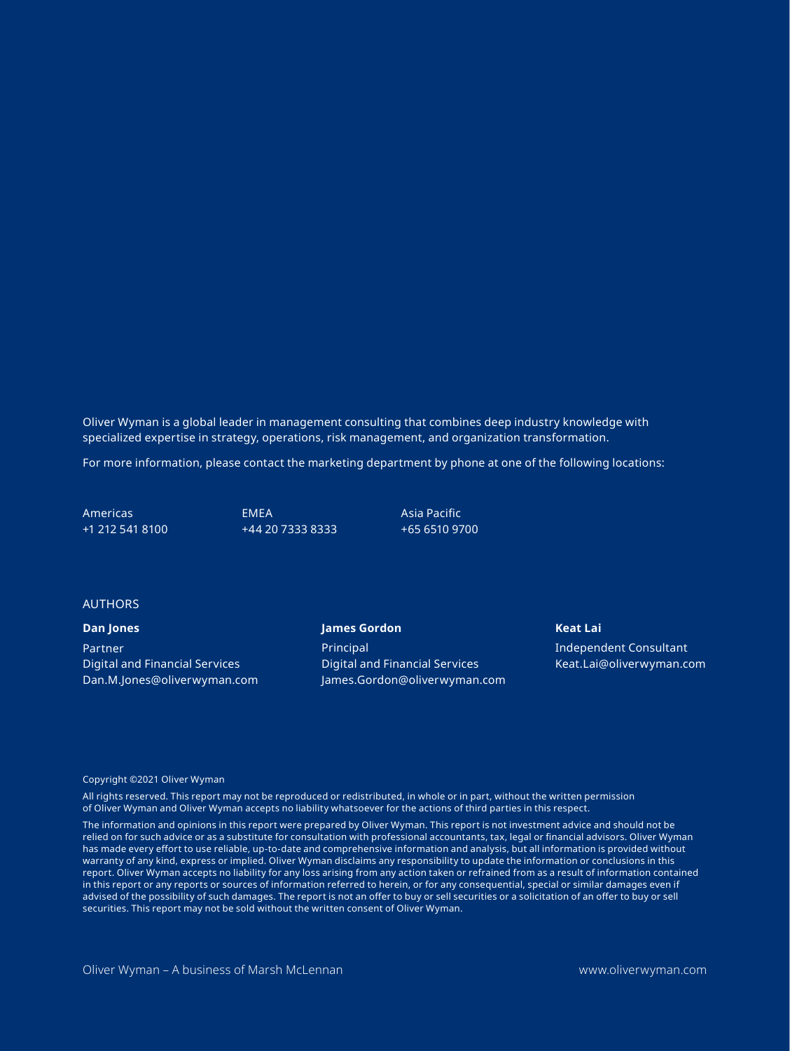Oliver Wyman is a global leader in management consulting that combines deep industry knowledge with specialized expertise in strategy, operations, risk management, and organization transformation.

For more information, please contact the marketing department by phone at one of the following locations:

| Americas | EMEA | Asia Pacific |
|---|---|---|
| +1 212 541 8100 | +44 20 7333 8333 | +65 6510 9700 |

AUTHORS

**Dan Jones**
Partner
Digital and Financial Services
Dan.M.Jones@oliverwyman.com

**James Gordon**
Principal
Digital and Financial Services
James.Gordon@oliverwyman.com

**Keat Lai**
Independent Consultant
Keat.Lai@oliverwyman.com

Copyright ©2021 Oliver Wyman

All rights reserved. This report may not be reproduced or redistributed, in whole or in part, without the written permission of Oliver Wyman and Oliver Wyman accepts no liability whatsoever for the actions of third parties in this respect.

The information and opinions in this report were prepared by Oliver Wyman. This report is not investment advice and should not be relied on for such advice or as a substitute for consultation with professional accountants, tax, legal or financial advisors. Oliver Wyman has made every effort to use reliable, up-to-date and comprehensive information and analysis, but all information is provided without warranty of any kind, express or implied. Oliver Wyman disclaims any responsibility to update the information or conclusions in this report. Oliver Wyman accepts no liability for any loss arising from any action taken or refrained from as a result of information contained in this report or any reports or sources of information referred to herein, or for any consequential, special or similar damages even if advised of the possibility of such damages. The report is not an offer to buy or sell securities or a solicitation of an offer to buy or sell securities. This report may not be sold without the written consent of Oliver Wyman.

Oliver Wyman – A business of Marsh McLennan

www.oliverwyman.com